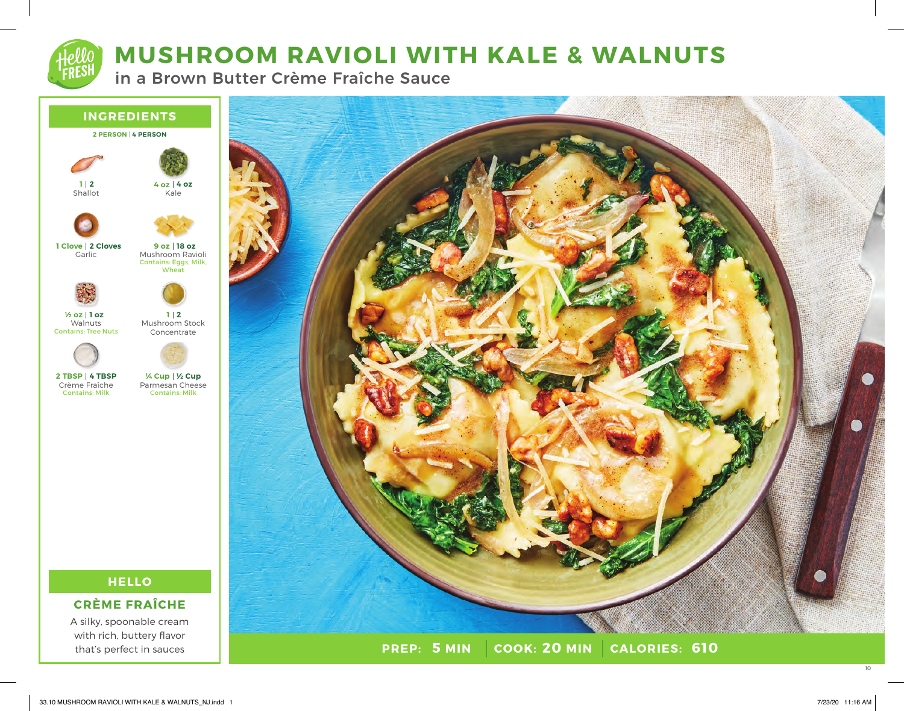# MUSHROOM RAVIOLI WITH KALE & WALNUTS

## in a Brown Butter Crème Fraîche Sauce

## INGREDIENTS

**2 PERSON | 4 PERSON**

- **1 | 2** Shallot
- **4 oz | 4 oz** Kale
- **1 Clove | 2 Cloves** Garlic
- **9 oz | 18 oz** Mushroom Ravioli — Contains: Eggs, Milk, Wheat
- **½ oz | 1 oz** Walnuts — Contains: Tree Nuts
- **1 | 2** Mushroom Stock Concentrate
- **2 TBSP | 4 TBSP** Crème Fraîche — Contains: Milk
- **¼ Cup | ½ Cup** Parmesan Cheese — Contains: Milk

## HELLO

### CRÈME FRAÎCHE

A silky, spoonable cream with rich, buttery flavor that's perfect in sauces

**PREP: 5 MIN** | **COOK: 20 MIN** | **CALORIES: 610**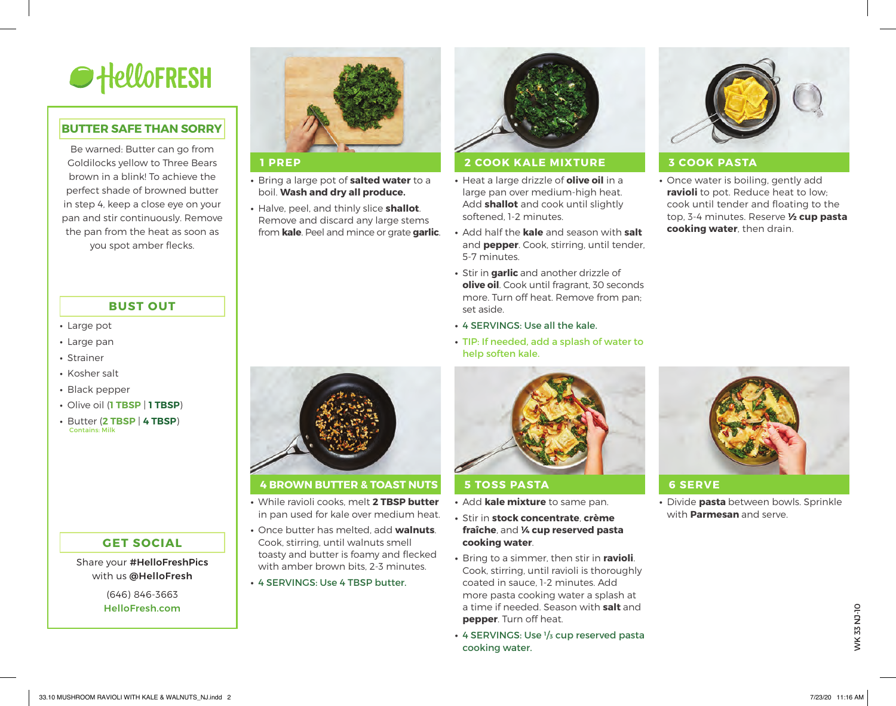# HelloFRESH

## BUTTER SAFE THAN SORRY

Be warned: Butter can go from Goldilocks yellow to Three Bears brown in a blink! To achieve the perfect shade of browned butter in step 4, keep a close eye on your pan and stir continuously. Remove the pan from the heat as soon as you spot amber flecks.

## BUST OUT

- Large pot
- Large pan
- Strainer
- Kosher salt
- Black pepper
- Olive oil (**1 TBSP** | **1 TBSP**)
- Butter (**2 TBSP** | **4 TBSP**)
  Contains: Milk

## GET SOCIAL

Share your **#HelloFreshPics** with us **@HelloFresh**

(646) 846-3663

HelloFresh.com

## 1 PREP

- Bring a large pot of **salted water** to a boil. **Wash and dry all produce.**
- Halve, peel, and thinly slice **shallot**. Remove and discard any large stems from **kale**. Peel and mince or grate **garlic**.

## 2 COOK KALE MIXTURE

- Heat a large drizzle of **olive oil** in a large pan over medium-high heat. Add **shallot** and cook until slightly softened, 1-2 minutes.
- Add half the **kale** and season with **salt** and **pepper**. Cook, stirring, until tender, 5-7 minutes.
- Stir in **garlic** and another drizzle of **olive oil**. Cook until fragrant, 30 seconds more. Turn off heat. Remove from pan; set aside.
- 4 SERVINGS: Use all the kale.
- TIP: If needed, add a splash of water to help soften kale.

## 3 COOK PASTA

- Once water is boiling, gently add **ravioli** to pot. Reduce heat to low; cook until tender and floating to the top, 3-4 minutes. Reserve **½ cup pasta cooking water**, then drain.

## 4 BROWN BUTTER & TOAST NUTS

- While ravioli cooks, melt **2 TBSP butter** in pan used for kale over medium heat.
- Once butter has melted, add **walnuts**. Cook, stirring, until walnuts smell toasty and butter is foamy and flecked with amber brown bits, 2-3 minutes.
- 4 SERVINGS: Use 4 TBSP butter.

## 5 TOSS PASTA

- Add **kale mixture** to same pan.
- Stir in **stock concentrate**, **crème fraîche**, and **¼ cup reserved pasta cooking water**.
- Bring to a simmer, then stir in **ravioli**. Cook, stirring, until ravioli is thoroughly coated in sauce, 1-2 minutes. Add more pasta cooking water a splash at a time if needed. Season with **salt** and **pepper**. Turn off heat.
- 4 SERVINGS: Use ⅓ cup reserved pasta cooking water.

## 6 SERVE

- Divide **pasta** between bowls. Sprinkle with **Parmesan** and serve.

WK 33 NJ-10